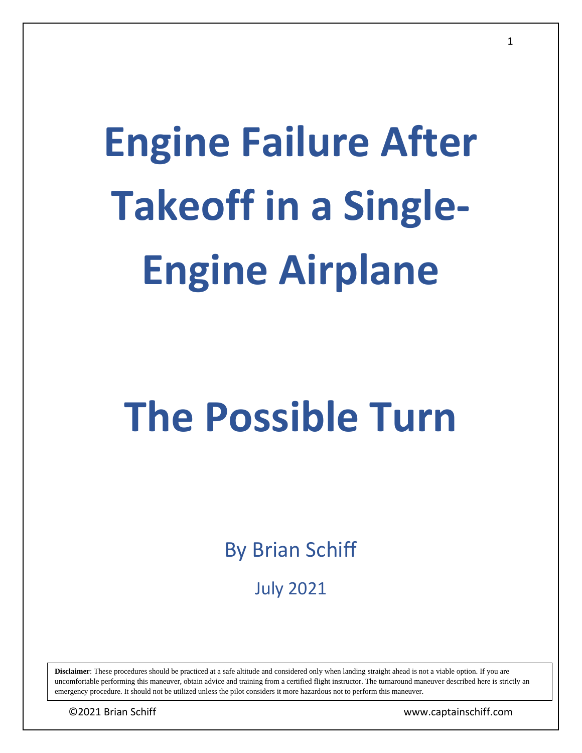# Engine Failure After Takeoff in a Single-Engine Airplane

# The Possible Turn

By Brian Schiff

July 2021

**Disclaimer**: These procedures should be practiced at a safe altitude and considered only when landing straight ahead is not a viable option. If you are uncomfortable performing this maneuver, obtain advice and training from a certified flight instructor. The turnaround maneuver described here is strictly an emergency procedure. It should not be utilized unless the pilot considers it more hazardous not to perform this maneuver.

©2021 Brian Schiff www.captainschiff.com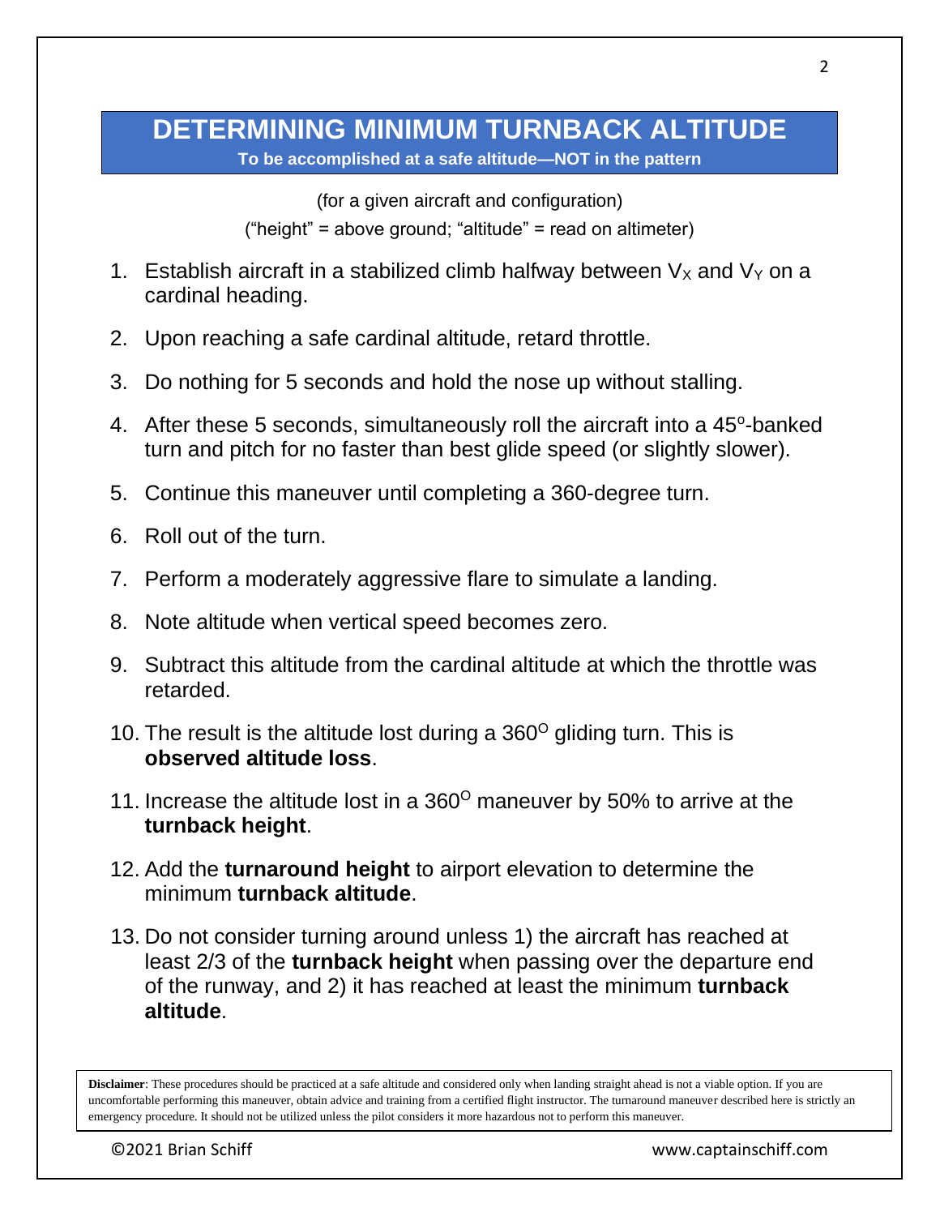# DETERMINING MINIMUM TURNBACK ALTITUDE

**To be accomplished at a safe altitude—NOT in the pattern**

(for a given aircraft and configuration)

(“height” = above ground; “altitude” = read on altimeter)

1. Establish aircraft in a stabilized climb halfway between $V_X$ and $V_Y$ on a cardinal heading.
2. Upon reaching a safe cardinal altitude, retard throttle.
3. Do nothing for 5 seconds and hold the nose up without stalling.
4. After these 5 seconds, simultaneously roll the aircraft into a 45°-banked turn and pitch for no faster than best glide speed (or slightly slower).
5. Continue this maneuver until completing a 360-degree turn.
6. Roll out of the turn.
7. Perform a moderately aggressive flare to simulate a landing.
8. Note altitude when vertical speed becomes zero.
9. Subtract this altitude from the cardinal altitude at which the throttle was retarded.
10. The result is the altitude lost during a 360° gliding turn. This is **observed altitude loss**.
11. Increase the altitude lost in a 360° maneuver by 50% to arrive at the **turnback height**.
12. Add the **turnaround height** to airport elevation to determine the minimum **turnback altitude**.
13. Do not consider turning around unless 1) the aircraft has reached at least 2/3 of the **turnback height** when passing over the departure end of the runway, and 2) it has reached at least the minimum **turnback altitude**.

**Disclaimer**: These procedures should be practiced at a safe altitude and considered only when landing straight ahead is not a viable option. If you are uncomfortable performing this maneuver, obtain advice and training from a certified flight instructor. The turnaround maneuver described here is strictly an emergency procedure. It should not be utilized unless the pilot considers it more hazardous not to perform this maneuver.

©2021 Brian Schiff www.captainschiff.com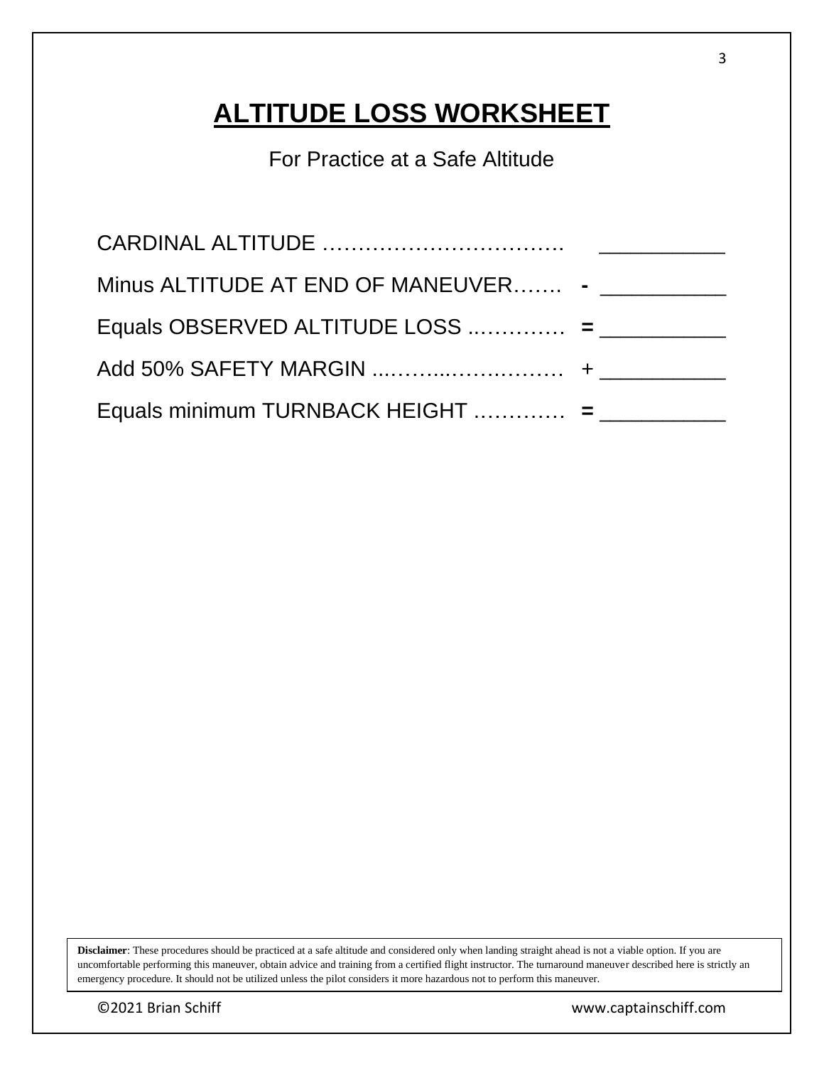# ALTITUDE LOSS WORKSHEET

For Practice at a Safe Altitude

| | | |
|---|---|---|
| CARDINAL ALTITUDE ……………………………. | | ___________ |
| Minus ALTITUDE AT END OF MANEUVER……. | **-** | ___________ |
| Equals OBSERVED ALTITUDE LOSS ..………… | **=** | ___________ |
| Add 50% SAFETY MARGIN ...……...……..……… | + | ___________ |
| Equals minimum TURNBACK HEIGHT ………… | **=** | ___________ |

**Disclaimer**: These procedures should be practiced at a safe altitude and considered only when landing straight ahead is not a viable option. If you are uncomfortable performing this maneuver, obtain advice and training from a certified flight instructor. The turnaround maneuver described here is strictly an emergency procedure. It should not be utilized unless the pilot considers it more hazardous not to perform this maneuver.

©2021 Brian Schiff www.captainschiff.com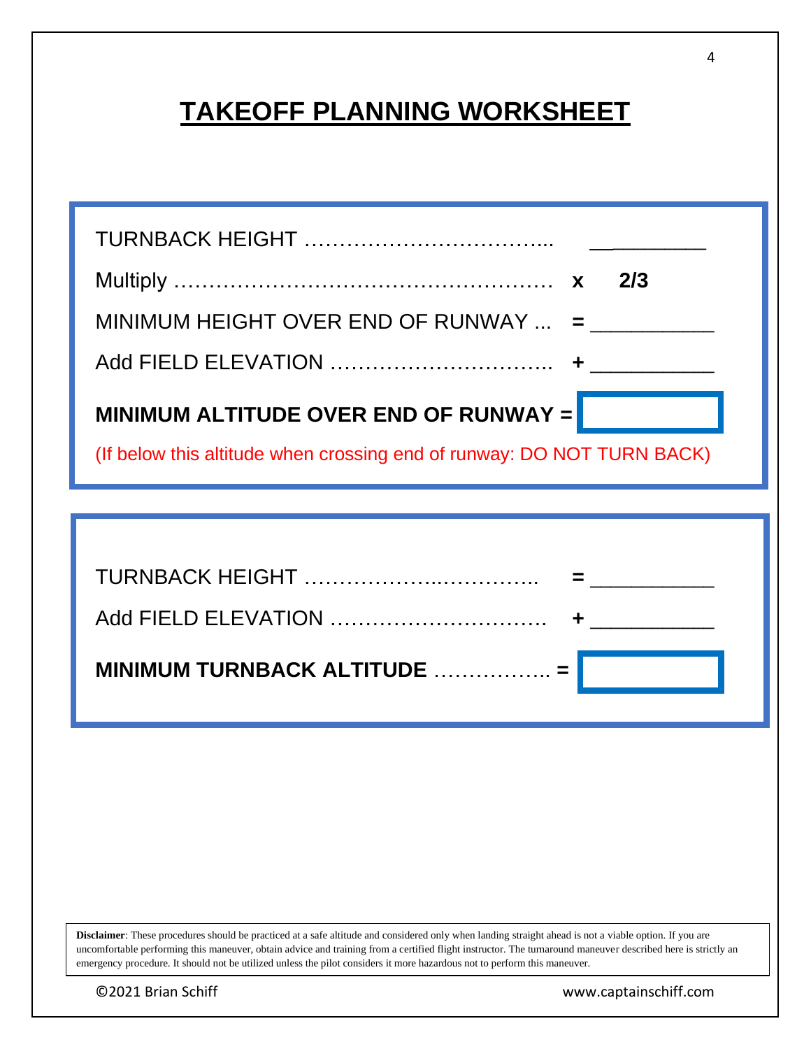# TAKEOFF PLANNING WORKSHEET

| | | |
|---|---|---|
| TURNBACK HEIGHT ……………………………... | | ___________ |
| Multiply ……………………………………………… | x | **2/3** |
| MINIMUM HEIGHT OVER END OF RUNWAY ... | = | ___________ |
| Add FIELD ELEVATION ………………………….. | + | ___________ |
| **MINIMUM ALTITUDE OVER END OF RUNWAY** | **=** | |

(If below this altitude when crossing end of runway: DO NOT TURN BACK)

| | | |
|---|---|---|
| TURNBACK HEIGHT ……………….………….. | = | ___________ |
| Add FIELD ELEVATION …………………………. | + | ___________ |
| **MINIMUM TURNBACK ALTITUDE** …………….. | **=** | |

**Disclaimer**: These procedures should be practiced at a safe altitude and considered only when landing straight ahead is not a viable option. If you are uncomfortable performing this maneuver, obtain advice and training from a certified flight instructor. The turnaround maneuver described here is strictly an emergency procedure. It should not be utilized unless the pilot considers it more hazardous not to perform this maneuver.

©2021 Brian Schiff www.captainschiff.com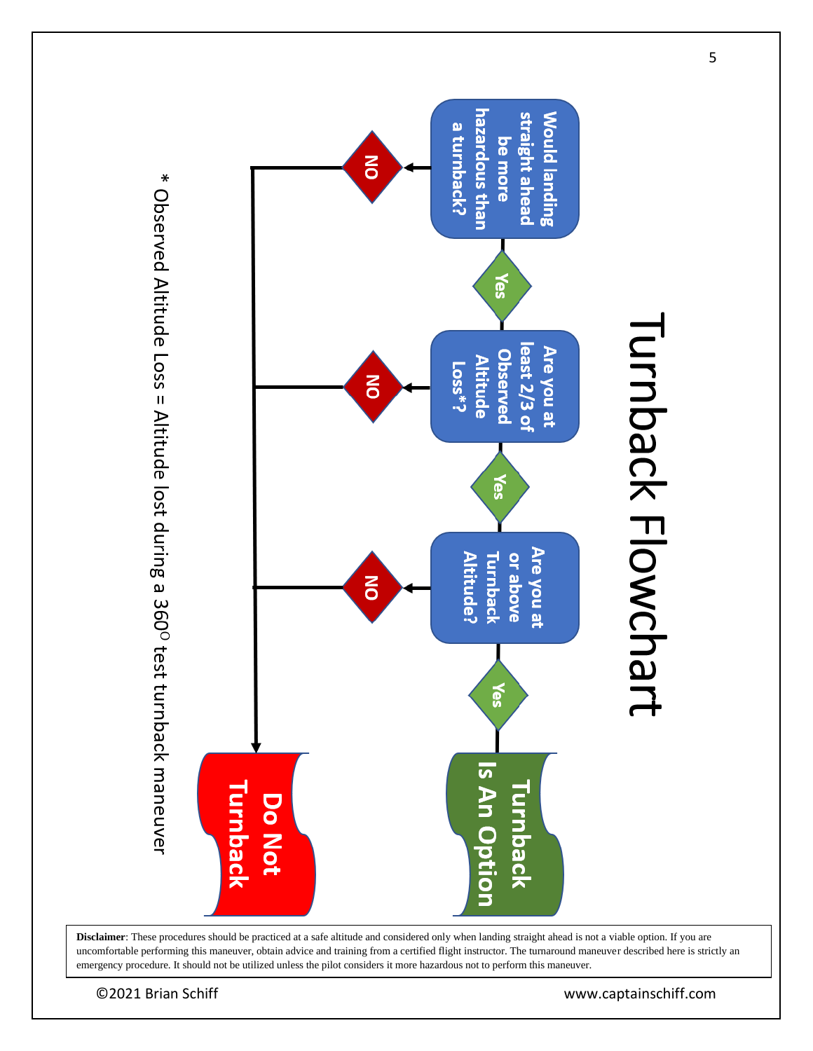# Turnback Flowchart

Would landing straight ahead be more hazardous than a turnback?

NO

Yes

Are you at least 2/3 of Observed Altitude Loss*?

NO

Yes

Are you at or above Turnback Altitude?

NO

Yes

Turnback Is An Option

Do Not Turnback

\* Observed Altitude Loss = Altitude lost during a 360° test turnback maneuver

**Disclaimer**: These procedures should be practiced at a safe altitude and considered only when landing straight ahead is not a viable option. If you are uncomfortable performing this maneuver, obtain advice and training from a certified flight instructor. The turnaround maneuver described here is strictly an emergency procedure. It should not be utilized unless the pilot considers it more hazardous not to perform this maneuver.

©2021 Brian Schiff www.captainschiff.com